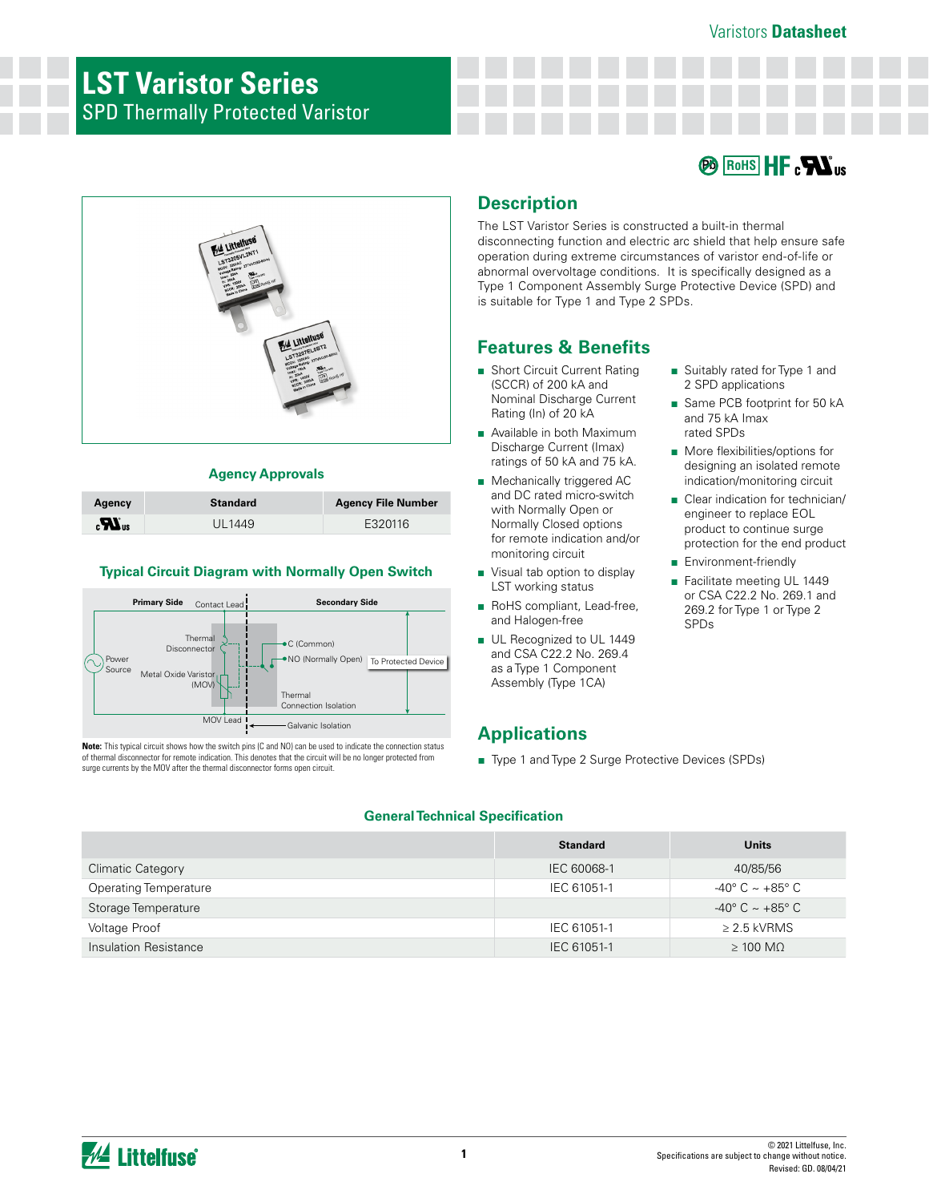# LST Varistor Series

## SPD Thermally Protected Varistor

## Description

The LST Varistor Series is constructed a built-in thermal disconnecting function and electric arc shield that help ensure safe operation during extreme circumstances of varistor end-of-life or abnormal overvoltage conditions. It is specifically designed as a Type 1 Component Assembly Surge Protective Device (SPD) and is suitable for Type 1 and Type 2 SPDs.

## Features & Benefits

- Short Circuit Current Rating (SCCR) of 200 kA and Nominal Discharge Current Rating (In) of 20 kA
- Available in both Maximum Discharge Current (Imax) ratings of 50 kA and 75 kA.
- Mechanically triggered AC and DC rated micro-switch with Normally Open or Normally Closed options for remote indication and/or monitoring circuit
- Visual tab option to display LST working status
- RoHS compliant, Lead-free, and Halogen-free
- UL Recognized to UL 1449 and CSA C22.2 No. 269.4 as a Type 1 Component Assembly (Type 1CA)
- Suitably rated for Type 1 and 2 SPD applications
- Same PCB footprint for 50 kA and 75 kA Imax rated SPDs
- More flexibilities/options for designing an isolated remote indication/monitoring circuit
- Clear indication for technician/engineer to replace EOL product to continue surge protection for the end product
- Environment-friendly
- Facilitate meeting UL 1449 or CSA C22.2 No. 269.1 and 269.2 for Type 1 or Type 2 SPDs

### Agency Approvals

| Agency | Standard | Agency File Number |
|---|---|---|
| cURus | UL1449 | E320116 |

### Typical Circuit Diagram with Normally Open Switch

Primary Side | Contact Lead | Secondary Side | Thermal Disconnector | C (Common) | NO (Normally Open) | To Protected Device | Power Source | Metal Oxide Varistor (MOV) | Thermal Connection Isolation | MOV Lead | Galvanic Isolation

**Note:** This typical circuit shows how the switch pins (C and NO) can be used to indicate the connection status of thermal disconnector for remote indication. This denotes that the circuit will be no longer protected from surge currents by the MOV after the thermal disconnector forms open circuit.

## Applications

- Type 1 and Type 2 Surge Protective Devices (SPDs)

### General Technical Specification

| | Standard | Units |
|---|---|---|
| Climatic Category | IEC 60068-1 | 40/85/56 |
| Operating Temperature | IEC 61051-1 | -40° C ~ +85° C |
| Storage Temperature | | -40° C ~ +85° C |
| Voltage Proof | IEC 61051-1 | ≥ 2.5 kVRMS |
| Insulation Resistance | IEC 61051-1 | ≥ 100 MΩ |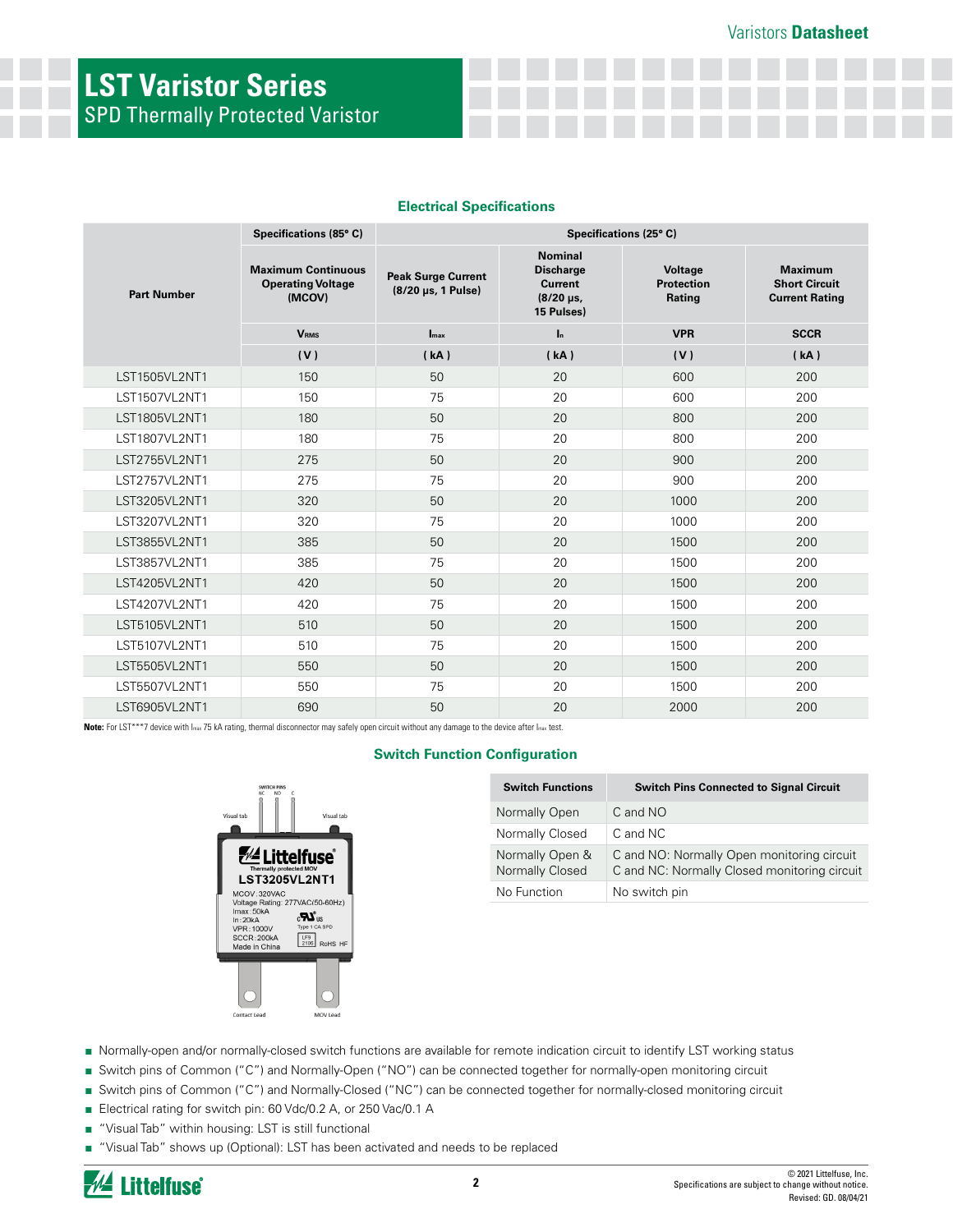# LST Varistor Series

## SPD Thermally Protected Varistor

### Electrical Specifications

| Part Number | Specifications (85° C) | Specifications (25° C) | | | |
|---|---|---|---|---|---|
| | Maximum Continuous Operating Voltage (MCOV) | Peak Surge Current (8/20 µs, 1 Pulse) | Nominal Discharge Current (8/20 µs, 15 Pulses) | Voltage Protection Rating | Maximum Short Circuit Current Rating |
| | $V_{RMS}$ | $I_{max}$ | $I_n$ | VPR | SCCR |
| | (V) | (kA) | (kA) | (V) | (kA) |
| LST1505VL2NT1 | 150 | 50 | 20 | 600 | 200 |
| LST1507VL2NT1 | 150 | 75 | 20 | 600 | 200 |
| LST1805VL2NT1 | 180 | 50 | 20 | 800 | 200 |
| LST1807VL2NT1 | 180 | 75 | 20 | 800 | 200 |
| LST2755VL2NT1 | 275 | 50 | 20 | 900 | 200 |
| LST2757VL2NT1 | 275 | 75 | 20 | 900 | 200 |
| LST3205VL2NT1 | 320 | 50 | 20 | 1000 | 200 |
| LST3207VL2NT1 | 320 | 75 | 20 | 1000 | 200 |
| LST3855VL2NT1 | 385 | 50 | 20 | 1500 | 200 |
| LST3857VL2NT1 | 385 | 75 | 20 | 1500 | 200 |
| LST4205VL2NT1 | 420 | 50 | 20 | 1500 | 200 |
| LST4207VL2NT1 | 420 | 75 | 20 | 1500 | 200 |
| LST5105VL2NT1 | 510 | 50 | 20 | 1500 | 200 |
| LST5107VL2NT1 | 510 | 75 | 20 | 1500 | 200 |
| LST5505VL2NT1 | 550 | 50 | 20 | 1500 | 200 |
| LST5507VL2NT1 | 550 | 75 | 20 | 1500 | 200 |
| LST6905VL2NT1 | 690 | 50 | 20 | 2000 | 200 |

**Note:** For LST***7 device with $I_{max}$ 75 kA rating, thermal disconnector may safely open circuit without any damage to the device after $I_{max}$ test.

### Switch Function Configuration

| Switch Functions | Switch Pins Connected to Signal Circuit |
|---|---|
| Normally Open | C and NO |
| Normally Closed | C and NC |
| Normally Open & Normally Closed | C and NO: Normally Open monitoring circuit<br>C and NC: Normally Closed monitoring circuit |
| No Function | No switch pin |

- Normally-open and/or normally-closed switch functions are available for remote indication circuit to identify LST working status
- Switch pins of Common ("C") and Normally-Open ("NO") can be connected together for normally-open monitoring circuit
- Switch pins of Common ("C") and Normally-Closed ("NC") can be connected together for normally-closed monitoring circuit
- Electrical rating for switch pin: 60 Vdc/0.2 A, or 250 Vac/0.1 A
- "Visual Tab" within housing: LST is still functional
- "Visual Tab" shows up (Optional): LST has been activated and needs to be replaced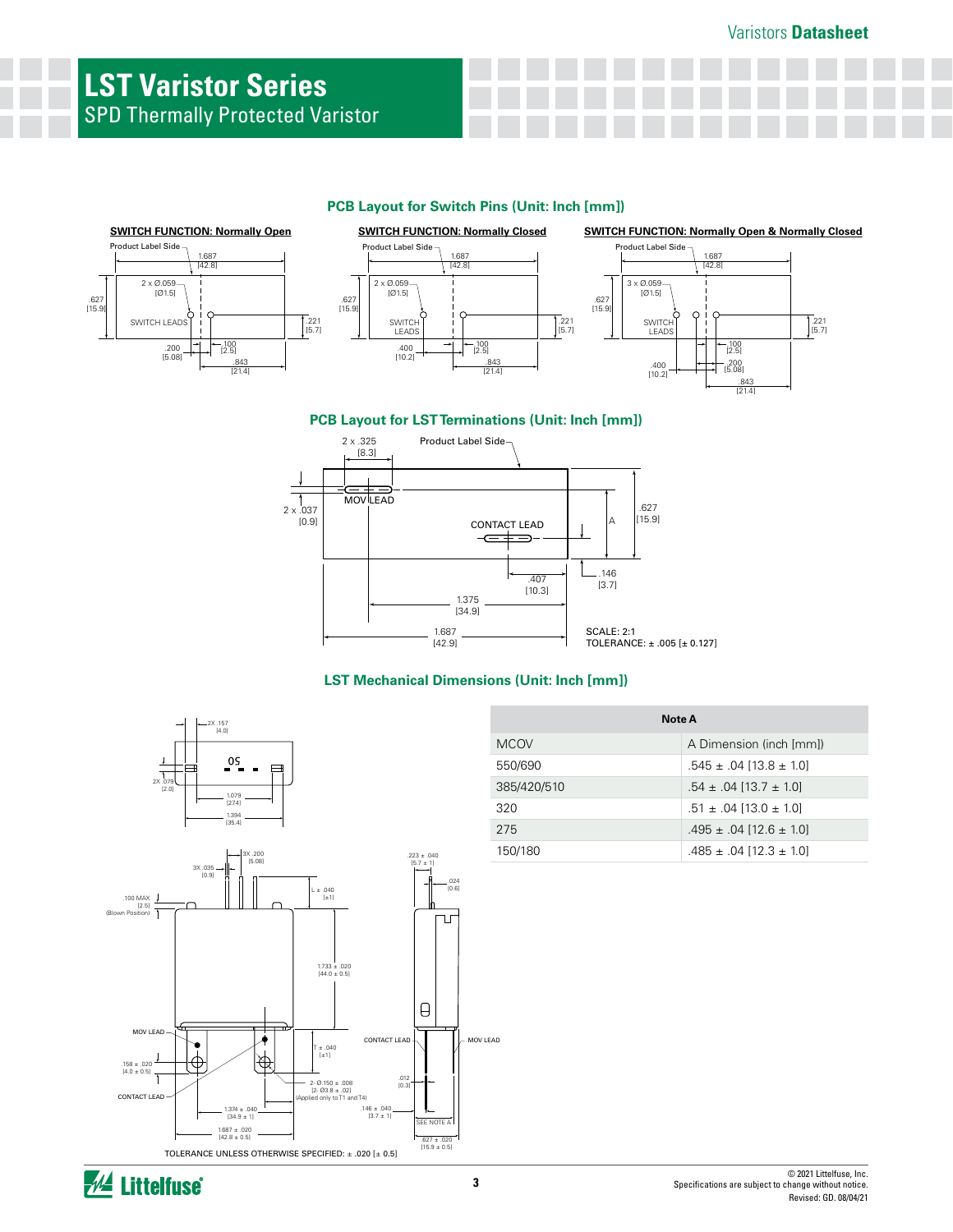# LST Varistor Series

SPD Thermally Protected Varistor

## PCB Layout for Switch Pins (Unit: Inch [mm])

**SWITCH FUNCTION: Normally Open**

Product Label Side

1.687 [42.8]

2 x Ø.059 [Ø1.5]

.627 [15.9]

SWITCH LEADS

.221 [5.7]

.200 [5.08]

.100 [2.5]

.843 [21.4]

**SWITCH FUNCTION: Normally Closed**

Product Label Side

1.687 [42.8]

2 x Ø.059 [Ø1.5]

.627 [15.9]

SWITCH LEADS

.221 [5.7]

.400 [10.2]

.100 [2.5]

.843 [21.4]

**SWITCH FUNCTION: Normally Open & Normally Closed**

Product Label Side

1.687 [42.8]

3 x Ø.059 [Ø1.5]

.627 [15.9]

SWITCH LEADS

.221 [5.7]

.100 [2.5]

.400 [10.2]

.200 [5.08]

.843 [21.4]

## PCB Layout for LST Terminations (Unit: Inch [mm])

2 x .325 [8.3]

Product Label Side

2 x .037 [0.9]

MOV LEAD

CONTACT LEAD

A

.627 [15.9]

.407 [10.3]

.146 [3.7]

1.375 [34.9]

1.687 [42.9]

SCALE: 2:1
TOLERANCE: ± .005 [± 0.127]

## LST Mechanical Dimensions (Unit: Inch [mm])

2X .157 [4.0]

2X .079 [2.0]

1.079 [274]

1.394 [35.4]

3X .035 [0.9]

3X .200 [5.08]

.100 MAX [2.5] (Blown Position)

L ± .040 [±1]

1.733 ± .020 [44.0 ± 0.5]

.223 ± .040 [5.7 ± 1]

.024 [0.6]

MOV LEAD

.158 ± .020 [4.0 ± 0.5]

CONTACT LEAD

T ± .040 [±1]

2- Ø.150 ± .008 [2- Ø3.8 ± .02] (Applied only to T1 and T4)

1.374 ± .040 [34.9 ± 1]

1.687 ± .020 [42.8 ± 0.5]

CONTACT LEAD

MOV LEAD

.012 [0.3]

.146 ± .040 [3.7 ± 1]

SEE NOTE A

.627 ± .020 [15.9 ± 0.5]

TOLERANCE UNLESS OTHERWISE SPECIFIED: ± .020 [± 0.5]

| Note A | |
|---|---|
| MCOV | A Dimension (inch [mm]) |
| 550/690 | .545 ± .04 [13.8 ± 1.0] |
| 385/420/510 | .54 ± .04 [13.7 ± 1.0] |
| 320 | .51 ± .04 [13.0 ± 1.0] |
| 275 | .495 ± .04 [12.6 ± 1.0] |
| 150/180 | .485 ± .04 [12.3 ± 1.0] |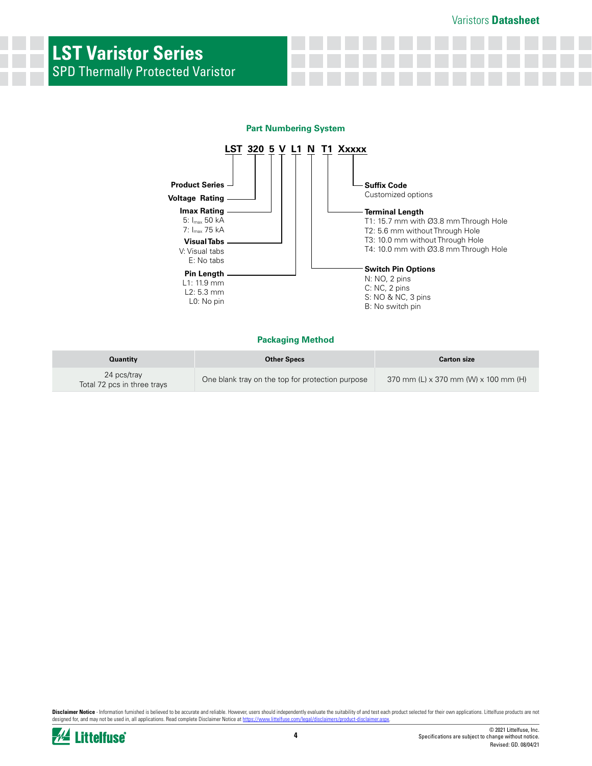# LST Varistor Series

SPD Thermally Protected Varistor

## Part Numbering System

**LST 320 5 V L1 N T1 Xxxxx**

**Product Series**

**Voltage Rating**

**Imax Rating**
5: $I_{max}$ 50 kA
7: $I_{max}$ 75 kA

**Visual Tabs**
V: Visual tabs
E: No tabs

**Pin Length**
L1: 11.9 mm
L2: 5.3 mm
L0: No pin

**Suffix Code**
Customized options

**Terminal Length**
T1: 15.7 mm with Ø3.8 mm Through Hole
T2: 5.6 mm without Through Hole
T3: 10.0 mm without Through Hole
T4: 10.0 mm with Ø3.8 mm Through Hole

**Switch Pin Options**
N: NO, 2 pins
C: NC, 2 pins
S: NO & NC, 3 pins
B: No switch pin

## Packaging Method

| Quantity | Other Specs | Carton size |
|---|---|---|
| 24 pcs/tray<br>Total 72 pcs in three trays | One blank tray on the top for protection purpose | 370 mm (L) x 370 mm (W) x 100 mm (H) |

**Disclaimer Notice** - Information furnished is believed to be accurate and reliable. However, users should independently evaluate the suitability of and test each product selected for their own applications. Littelfuse products are not designed for, and may not be used in, all applications. Read complete Disclaimer Notice at https://www.littelfuse.com/legal/disclaimers/product-disclaimer.aspx.

© 2021 Littelfuse, Inc.
Specifications are subject to change without notice.
Revised: GD. 08/04/21